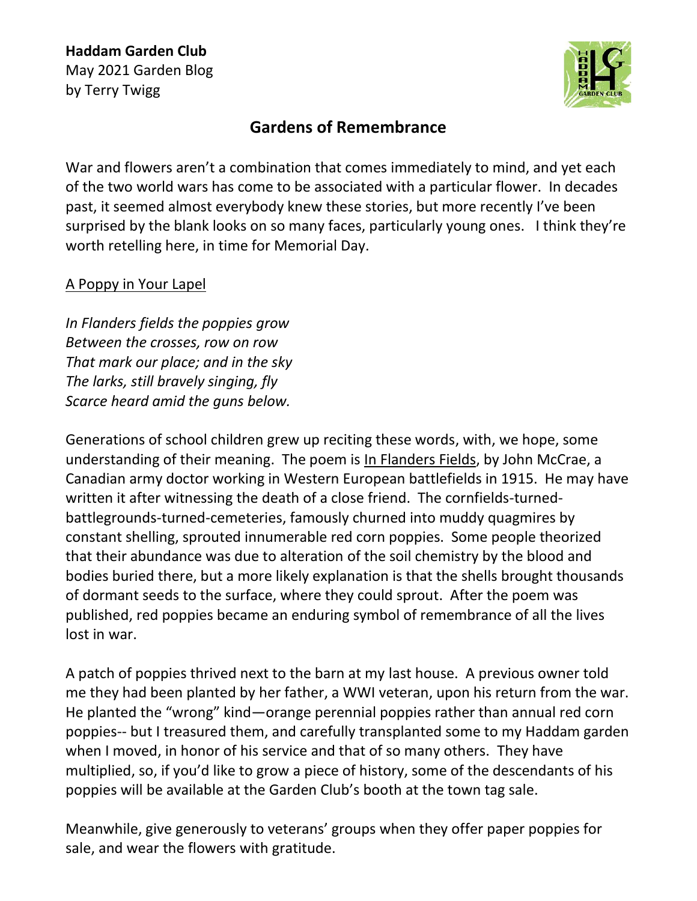**Haddam Garden Club**
May 2021 Garden Blog
by Terry Twigg

## Gardens of Remembrance

War and flowers aren't a combination that comes immediately to mind, and yet each of the two world wars has come to be associated with a particular flower. In decades past, it seemed almost everybody knew these stories, but more recently I've been surprised by the blank looks on so many faces, particularly young ones. I think they're worth retelling here, in time for Memorial Day.

### A Poppy in Your Lapel

*In Flanders fields the poppies grow*
*Between the crosses, row on row*
*That mark our place; and in the sky*
*The larks, still bravely singing, fly*
*Scarce heard amid the guns below.*

Generations of school children grew up reciting these words, with, we hope, some understanding of their meaning. The poem is In Flanders Fields, by John McCrae, a Canadian army doctor working in Western European battlefields in 1915. He may have written it after witnessing the death of a close friend. The cornfields-turned-battlegrounds-turned-cemeteries, famously churned into muddy quagmires by constant shelling, sprouted innumerable red corn poppies. Some people theorized that their abundance was due to alteration of the soil chemistry by the blood and bodies buried there, but a more likely explanation is that the shells brought thousands of dormant seeds to the surface, where they could sprout. After the poem was published, red poppies became an enduring symbol of remembrance of all the lives lost in war.

A patch of poppies thrived next to the barn at my last house. A previous owner told me they had been planted by her father, a WWI veteran, upon his return from the war. He planted the "wrong" kind—orange perennial poppies rather than annual red corn poppies-- but I treasured them, and carefully transplanted some to my Haddam garden when I moved, in honor of his service and that of so many others. They have multiplied, so, if you'd like to grow a piece of history, some of the descendants of his poppies will be available at the Garden Club's booth at the town tag sale.

Meanwhile, give generously to veterans' groups when they offer paper poppies for sale, and wear the flowers with gratitude.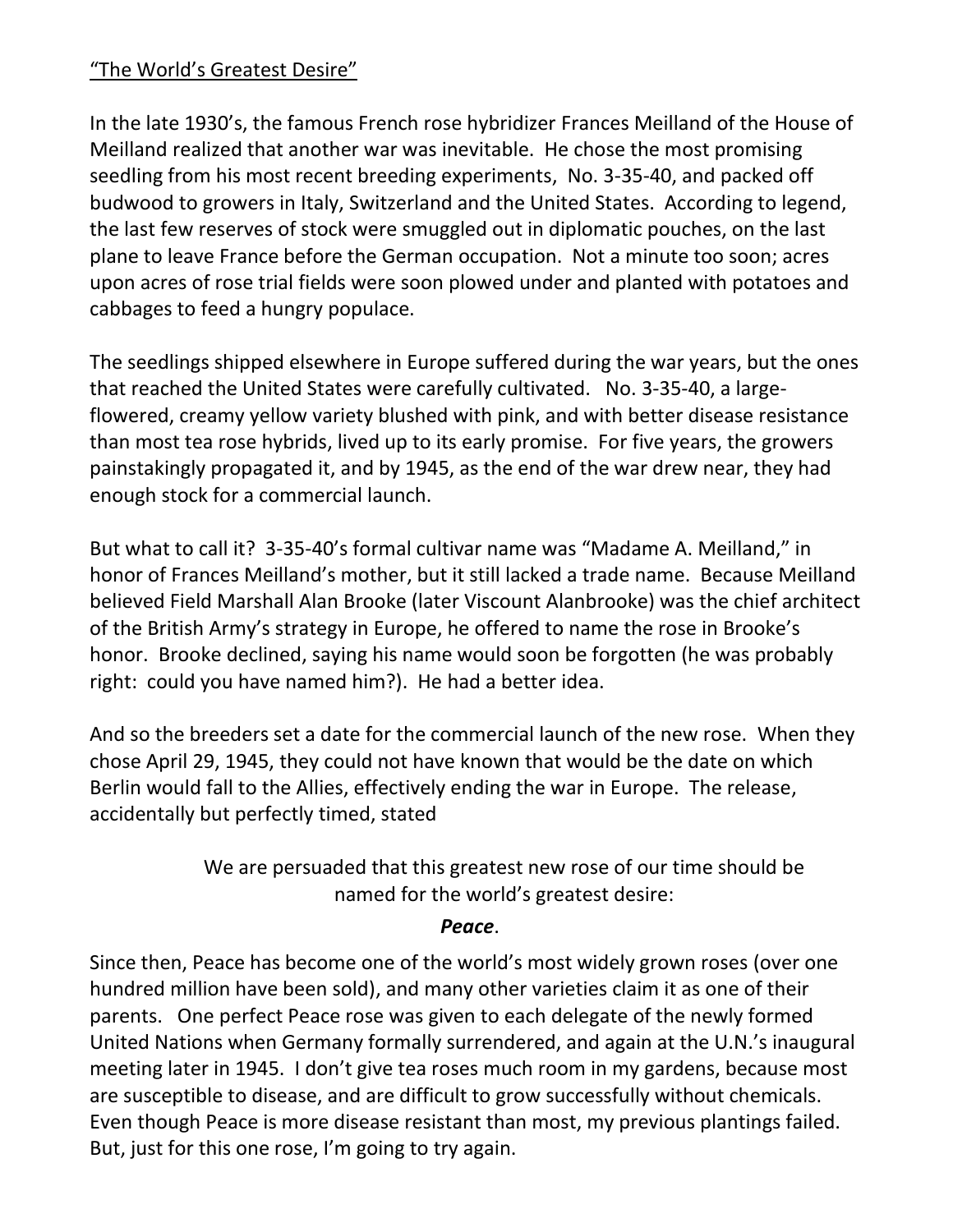“The World’s Greatest Desire”

In the late 1930’s, the famous French rose hybridizer Frances Meilland of the House of Meilland realized that another war was inevitable. He chose the most promising seedling from his most recent breeding experiments, No. 3-35-40, and packed off budwood to growers in Italy, Switzerland and the United States. According to legend, the last few reserves of stock were smuggled out in diplomatic pouches, on the last plane to leave France before the German occupation. Not a minute too soon; acres upon acres of rose trial fields were soon plowed under and planted with potatoes and cabbages to feed a hungry populace.

The seedlings shipped elsewhere in Europe suffered during the war years, but the ones that reached the United States were carefully cultivated. No. 3-35-40, a large-flowered, creamy yellow variety blushed with pink, and with better disease resistance than most tea rose hybrids, lived up to its early promise. For five years, the growers painstakingly propagated it, and by 1945, as the end of the war drew near, they had enough stock for a commercial launch.

But what to call it? 3-35-40’s formal cultivar name was “Madame A. Meilland,” in honor of Frances Meilland’s mother, but it still lacked a trade name. Because Meilland believed Field Marshall Alan Brooke (later Viscount Alanbrooke) was the chief architect of the British Army’s strategy in Europe, he offered to name the rose in Brooke’s honor. Brooke declined, saying his name would soon be forgotten (he was probably right: could you have named him?). He had a better idea.

And so the breeders set a date for the commercial launch of the new rose. When they chose April 29, 1945, they could not have known that would be the date on which Berlin would fall to the Allies, effectively ending the war in Europe. The release, accidentally but perfectly timed, stated

> We are persuaded that this greatest new rose of our time should be named for the world’s greatest desire:
>
> ***Peace***.

Since then, Peace has become one of the world’s most widely grown roses (over one hundred million have been sold), and many other varieties claim it as one of their parents. One perfect Peace rose was given to each delegate of the newly formed United Nations when Germany formally surrendered, and again at the U.N.’s inaugural meeting later in 1945. I don’t give tea roses much room in my gardens, because most are susceptible to disease, and are difficult to grow successfully without chemicals. Even though Peace is more disease resistant than most, my previous plantings failed. But, just for this one rose, I’m going to try again.